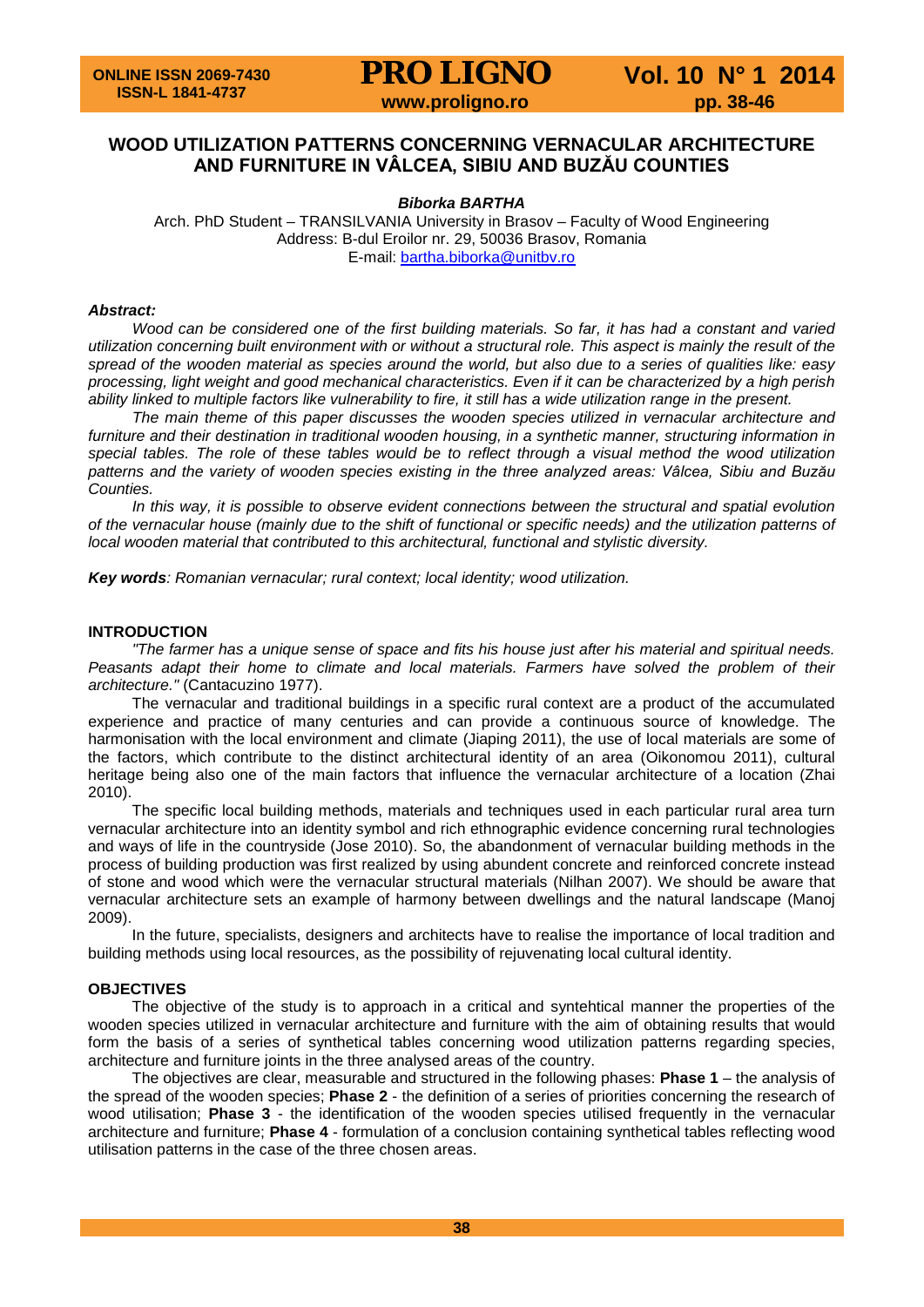# WOOD UTILIZATION PATTERNS CONCERNING VERNACULAR ARCHITECTURE AND FURNITURE IN VÂLCEA, SIBIU AND BUZĂU COUNTIES

***Biborka BARTHA***

Arch. PhD Student – TRANSILVANIA University in Brasov – Faculty of Wood Engineering
Address: B-dul Eroilor nr. 29, 50036 Brasov, Romania
E-mail: bartha.biborka@unitbv.ro

***Abstract:***

*Wood can be considered one of the first building materials. So far, it has had a constant and varied utilization concerning built environment with or without a structural role. This aspect is mainly the result of the spread of the wooden material as species around the world, but also due to a series of qualities like: easy processing, light weight and good mechanical characteristics. Even if it can be characterized by a high perish ability linked to multiple factors like vulnerability to fire, it still has a wide utilization range in the present.*

*The main theme of this paper discusses the wooden species utilized in vernacular architecture and furniture and their destination in traditional wooden housing, in a synthetic manner, structuring information in special tables. The role of these tables would be to reflect through a visual method the wood utilization patterns and the variety of wooden species existing in the three analyzed areas: Vâlcea, Sibiu and Buzău Counties.*

*In this way, it is possible to observe evident connections between the structural and spatial evolution of the vernacular house (mainly due to the shift of functional or specific needs) and the utilization patterns of local wooden material that contributed to this architectural, functional and stylistic diversity.*

***Key words****: Romanian vernacular; rural context; local identity; wood utilization.*

## INTRODUCTION

*"The farmer has a unique sense of space and fits his house just after his material and spiritual needs. Peasants adapt their home to climate and local materials. Farmers have solved the problem of their architecture."* (Cantacuzino 1977).

The vernacular and traditional buildings in a specific rural context are a product of the accumulated experience and practice of many centuries and can provide a continuous source of knowledge. The harmonisation with the local environment and climate (Jiaping 2011), the use of local materials are some of the factors, which contribute to the distinct architectural identity of an area (Oikonomou 2011), cultural heritage being also one of the main factors that influence the vernacular architecture of a location (Zhai 2010).

The specific local building methods, materials and techniques used in each particular rural area turn vernacular architecture into an identity symbol and rich ethnographic evidence concerning rural technologies and ways of life in the countryside (Jose 2010). So, the abandonment of vernacular building methods in the process of building production was first realized by using abundent concrete and reinforced concrete instead of stone and wood which were the vernacular structural materials (Nilhan 2007). We should be aware that vernacular architecture sets an example of harmony between dwellings and the natural landscape (Manoj 2009).

In the future, specialists, designers and architects have to realise the importance of local tradition and building methods using local resources, as the possibility of rejuvenating local cultural identity.

## OBJECTIVES

The objective of the study is to approach in a critical and syntehtical manner the properties of the wooden species utilized in vernacular architecture and furniture with the aim of obtaining results that would form the basis of a series of synthetical tables concerning wood utilization patterns regarding species, architecture and furniture joints in the three analysed areas of the country.

The objectives are clear, measurable and structured in the following phases: **Phase 1** – the analysis of the spread of the wooden species; **Phase 2** - the definition of a series of priorities concerning the research of wood utilisation; **Phase 3** - the identification of the wooden species utilised frequently in the vernacular architecture and furniture; **Phase 4** - formulation of a conclusion containing synthetical tables reflecting wood utilisation patterns in the case of the three chosen areas.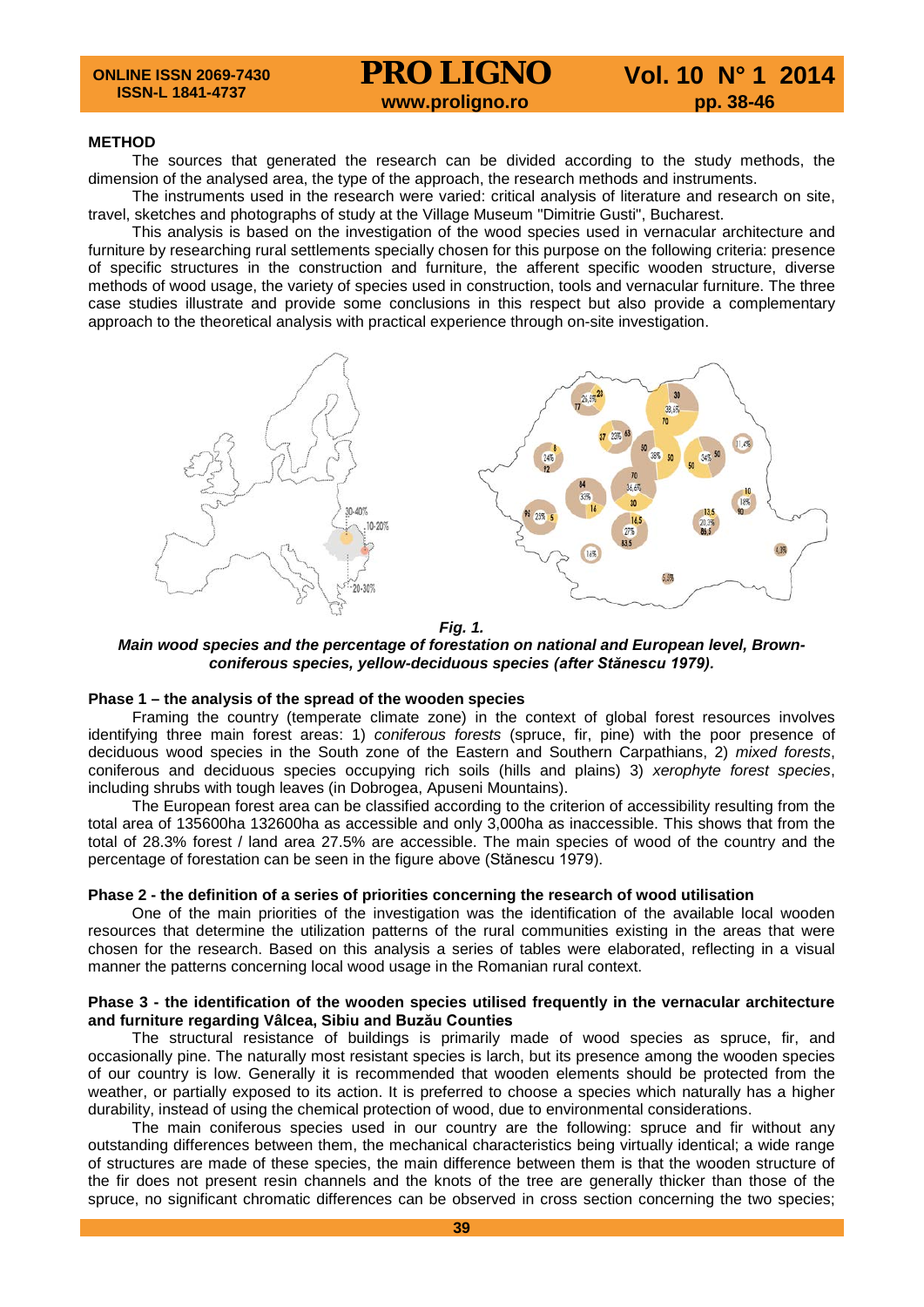## METHOD

The sources that generated the research can be divided according to the study methods, the dimension of the analysed area, the type of the approach, the research methods and instruments.

The instruments used in the research were varied: critical analysis of literature and research on site, travel, sketches and photographs of study at the Village Museum "Dimitrie Gusti", Bucharest.

This analysis is based on the investigation of the wood species used in vernacular architecture and furniture by researching rural settlements specially chosen for this purpose on the following criteria: presence of specific structures in the construction and furniture, the afferent specific wooden structure, diverse methods of wood usage, the variety of species used in construction, tools and vernacular furniture. The three case studies illustrate and provide some conclusions in this respect but also provide a complementary approach to the theoretical analysis with practical experience through on-site investigation.

***Fig. 1.***
***Main wood species and the percentage of forestation on national and European level, Brown-coniferous species, yellow-deciduous species (after Stănescu 1979).***

### Phase 1 – the analysis of the spread of the wooden species

Framing the country (temperate climate zone) in the context of global forest resources involves identifying three main forest areas: 1) *coniferous forests* (spruce, fir, pine) with the poor presence of deciduous wood species in the South zone of the Eastern and Southern Carpathians, 2) *mixed forests*, coniferous and deciduous species occupying rich soils (hills and plains) 3) *xerophyte forest species*, including shrubs with tough leaves (in Dobrogea, Apuseni Mountains).

The European forest area can be classified according to the criterion of accessibility resulting from the total area of 135600ha 132600ha as accessible and only 3,000ha as inaccessible. This shows that from the total of 28.3% forest / land area 27.5% are accessible. The main species of wood of the country and the percentage of forestation can be seen in the figure above (Stănescu 1979).

### Phase 2 - the definition of a series of priorities concerning the research of wood utilisation

One of the main priorities of the investigation was the identification of the available local wooden resources that determine the utilization patterns of the rural communities existing in the areas that were chosen for the research. Based on this analysis a series of tables were elaborated, reflecting in a visual manner the patterns concerning local wood usage in the Romanian rural context.

### Phase 3 - the identification of the wooden species utilised frequently in the vernacular architecture and furniture regarding Vâlcea, Sibiu and Buzău Counties

The structural resistance of buildings is primarily made of wood species as spruce, fir, and occasionally pine. The naturally most resistant species is larch, but its presence among the wooden species of our country is low. Generally it is recommended that wooden elements should be protected from the weather, or partially exposed to its action. It is preferred to choose a species which naturally has a higher durability, instead of using the chemical protection of wood, due to environmental considerations.

The main coniferous species used in our country are the following: spruce and fir without any outstanding differences between them, the mechanical characteristics being virtually identical; a wide range of structures are made of these species, the main difference between them is that the wooden structure of the fir does not present resin channels and the knots of the tree are generally thicker than those of the spruce, no significant chromatic differences can be observed in cross section concerning the two species;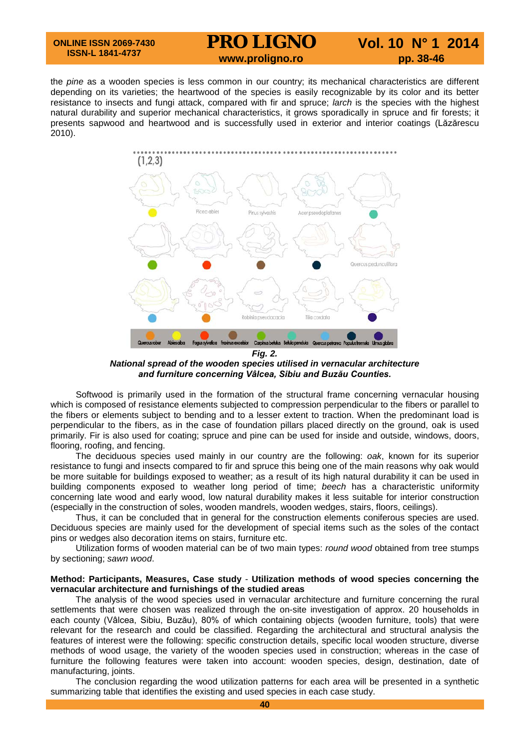the *pine* as a wooden species is less common in our country; its mechanical characteristics are different depending on its varieties; the heartwood of the species is easily recognizable by its color and its better resistance to insects and fungi attack, compared with fir and spruce; *larch* is the species with the highest natural durability and superior mechanical characteristics, it grows sporadically in spruce and fir forests; it presents sapwood and heartwood and is successfully used in exterior and interior coatings (Lăzărescu 2010).

***Fig. 2.***
***National spread of the wooden species utilised in vernacular architecture and furniture concerning Vâlcea, Sibiu and Buzău Counties.***

Softwood is primarily used in the formation of the structural frame concerning vernacular housing which is composed of resistance elements subjected to compression perpendicular to the fibers or parallel to the fibers or elements subject to bending and to a lesser extent to traction. When the predominant load is perpendicular to the fibers, as in the case of foundation pillars placed directly on the ground, oak is used primarily. Fir is also used for coating; spruce and pine can be used for inside and outside, windows, doors, flooring, roofing, and fencing.

The deciduous species used mainly in our country are the following: *oak*, known for its superior resistance to fungi and insects compared to fir and spruce this being one of the main reasons why oak would be more suitable for buildings exposed to weather; as a result of its high natural durability it can be used in building components exposed to weather long period of time; *beech* has a characteristic uniformity concerning late wood and early wood, low natural durability makes it less suitable for interior construction (especially in the construction of soles, wooden mandrels, wooden wedges, stairs, floors, ceilings).

Thus, it can be concluded that in general for the construction elements coniferous species are used. Deciduous species are mainly used for the development of special items such as the soles of the contact pins or wedges also decoration items on stairs, furniture etc.

Utilization forms of wooden material can be of two main types: *round wood* obtained from tree stumps by sectioning; *sawn wood*.

**Method: Participants, Measures, Case study - Utilization methods of wood species concerning the vernacular architecture and furnishings of the studied areas**

The analysis of the wood species used in vernacular architecture and furniture concerning the rural settlements that were chosen was realized through the on-site investigation of approx. 20 households in each county (Vâlcea, Sibiu, Buzău), 80% of which containing objects (wooden furniture, tools) that were relevant for the research and could be classified. Regarding the architectural and structural analysis the features of interest were the following: specific construction details, specific local wooden structure, diverse methods of wood usage, the variety of the wooden species used in construction; whereas in the case of furniture the following features were taken into account: wooden species, design, destination, date of manufacturing, joints.

The conclusion regarding the wood utilization patterns for each area will be presented in a synthetic summarizing table that identifies the existing and used species in each case study.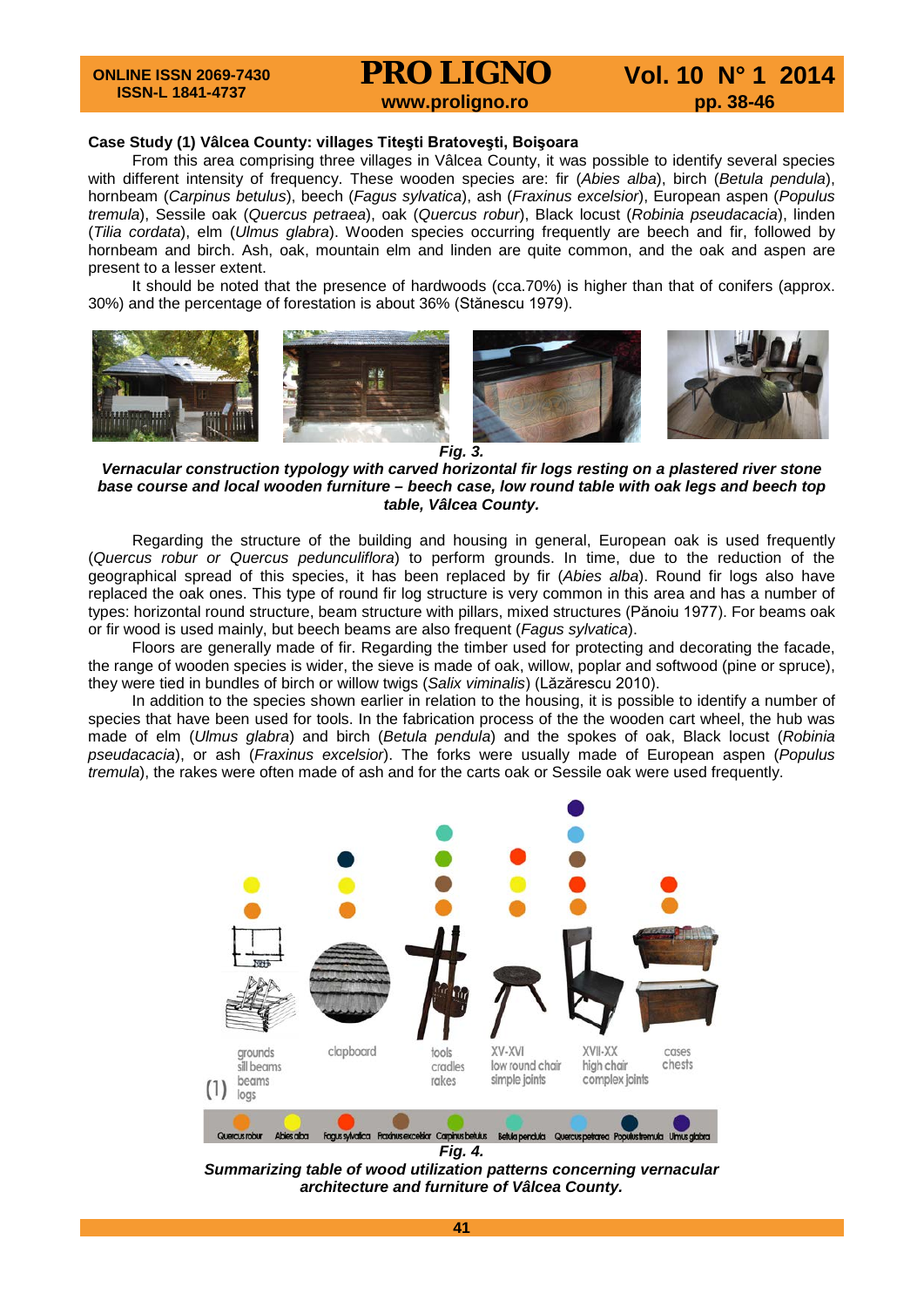**Case Study (1) Vâlcea County: villages Titeşti Bratoveşti, Boişoara**

From this area comprising three villages in Vâlcea County, it was possible to identify several species with different intensity of frequency. These wooden species are: fir (*Abies alba*), birch (*Betula pendula*), hornbeam (*Carpinus betulus*), beech (*Fagus sylvatica*), ash (*Fraxinus excelsior*), European aspen (*Populus tremula*), Sessile oak (*Quercus petraea*), oak (*Quercus robur*), Black locust (*Robinia pseudacacia*), linden (*Tilia cordata*), elm (*Ulmus glabra*). Wooden species occurring frequently are beech and fir, followed by hornbeam and birch. Ash, oak, mountain elm and linden are quite common, and the oak and aspen are present to a lesser extent.

It should be noted that the presence of hardwoods (cca.70%) is higher than that of conifers (approx. 30%) and the percentage of forestation is about 36% (Stănescu 1979).

***Fig. 3.***
***Vernacular construction typology with carved horizontal fir logs resting on a plastered river stone base course and local wooden furniture – beech case, low round table with oak legs and beech top table, Vâlcea County.***

Regarding the structure of the building and housing in general, European oak is used frequently (*Quercus robur or Quercus pedunculiflora*) to perform grounds. In time, due to the reduction of the geographical spread of this species, it has been replaced by fir (*Abies alba*). Round fir logs also have replaced the oak ones. This type of round fir log structure is very common in this area and has a number of types: horizontal round structure, beam structure with pillars, mixed structures (Pănoiu 1977). For beams oak or fir wood is used mainly, but beech beams are also frequent (*Fagus sylvatica*).

Floors are generally made of fir. Regarding the timber used for protecting and decorating the facade, the range of wooden species is wider, the sieve is made of oak, willow, poplar and softwood (pine or spruce), they were tied in bundles of birch or willow twigs (*Salix viminalis*) (Lăzărescu 2010).

In addition to the species shown earlier in relation to the housing, it is possible to identify a number of species that have been used for tools. In the fabrication process of the the wooden cart wheel, the hub was made of elm (*Ulmus glabra*) and birch (*Betula pendula*) and the spokes of oak, Black locust (*Robinia pseudacacia*), or ash (*Fraxinus excelsior*). The forks were usually made of European aspen (*Populus tremula*), the rakes were often made of ash and for the carts oak or Sessile oak were used frequently.

***Fig. 4.***
***Summarizing table of wood utilization patterns concerning vernacular architecture and furniture of Vâlcea County.***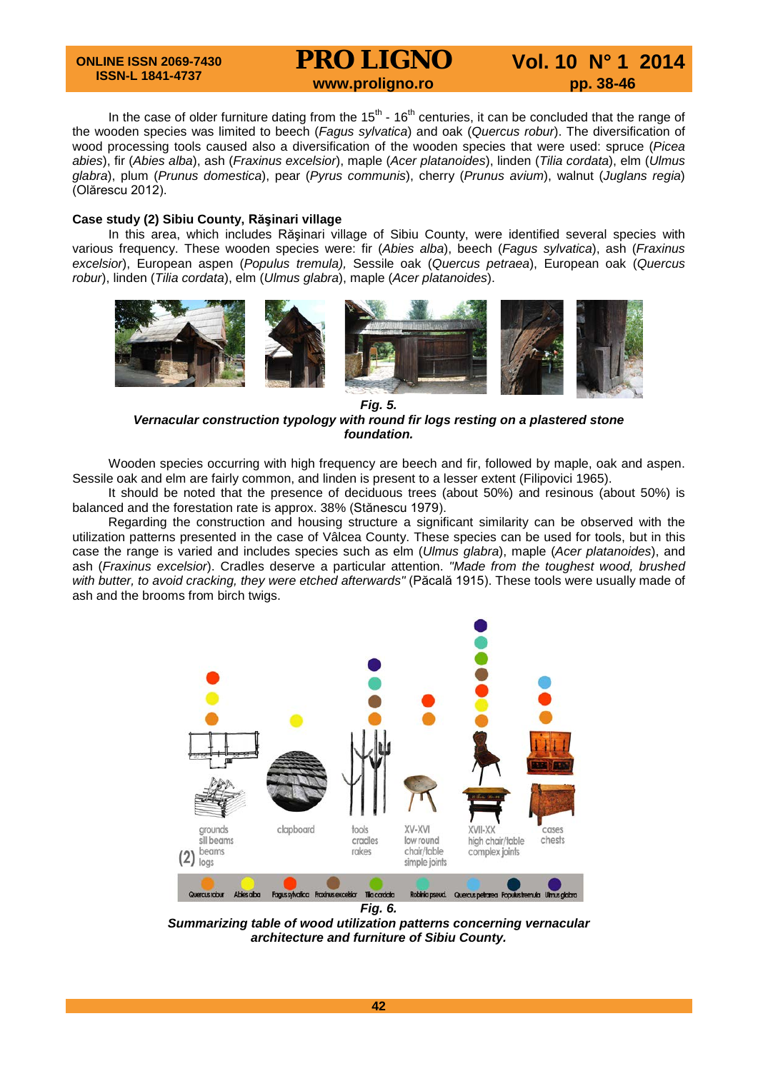In the case of older furniture dating from the 15th - 16th centuries, it can be concluded that the range of the wooden species was limited to beech (*Fagus sylvatica*) and oak (*Quercus robur*). The diversification of wood processing tools caused also a diversification of the wooden species that were used: spruce (*Picea abies*), fir (*Abies alba*), ash (*Fraxinus excelsior*), maple (*Acer platanoides*), linden (*Tilia cordata*), elm (*Ulmus glabra*), plum (*Prunus domestica*), pear (*Pyrus communis*), cherry (*Prunus avium*), walnut (*Juglans regia*) (Olărescu 2012).

**Case study (2) Sibiu County, Răşinari village**

In this area, which includes Răşinari village of Sibiu County, were identified several species with various frequency. These wooden species were: fir (*Abies alba*), beech (*Fagus sylvatica*), ash (*Fraxinus excelsior*), European aspen (*Populus tremula),* Sessile oak (*Quercus petraea*), European oak (*Quercus robur*), linden (*Tilia cordata*), elm (*Ulmus glabra*), maple (*Acer platanoides*).

***Fig. 5.***
***Vernacular construction typology with round fir logs resting on a plastered stone foundation.***

Wooden species occurring with high frequency are beech and fir, followed by maple, oak and aspen. Sessile oak and elm are fairly common, and linden is present to a lesser extent (Filipovici 1965).

It should be noted that the presence of deciduous trees (about 50%) and resinous (about 50%) is balanced and the forestation rate is approx. 38% (Stănescu 1979).

Regarding the construction and housing structure a significant similarity can be observed with the utilization patterns presented in the case of Vâlcea County. These species can be used for tools, but in this case the range is varied and includes species such as elm (*Ulmus glabra*), maple (*Acer platanoides*), and ash (*Fraxinus excelsior*). Cradles deserve a particular attention. *"Made from the toughest wood, brushed with butter, to avoid cracking, they were etched afterwards"* (Păcală 1915). These tools were usually made of ash and the brooms from birch twigs.

***Fig. 6.***
***Summarizing table of wood utilization patterns concerning vernacular architecture and furniture of Sibiu County.***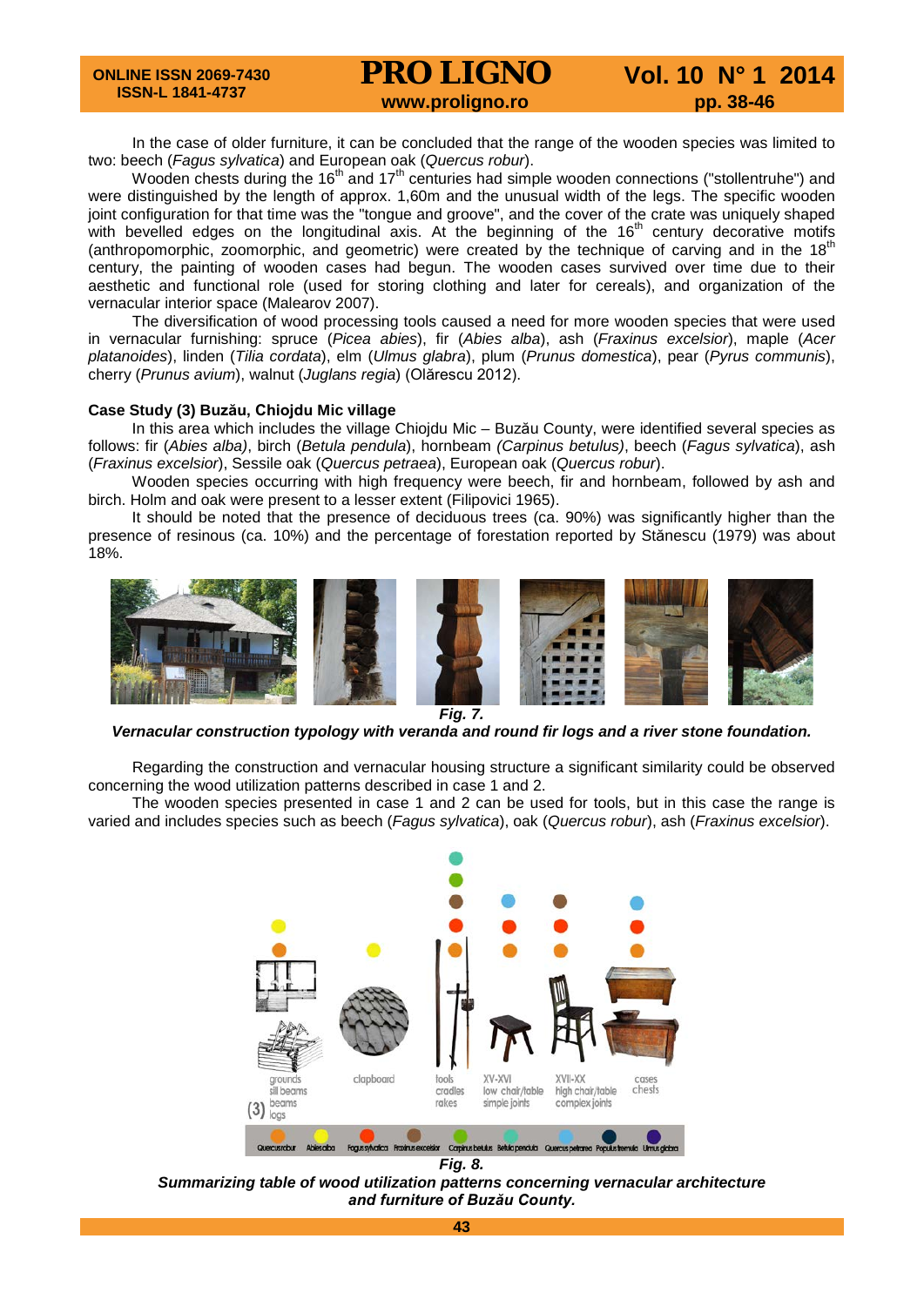In the case of older furniture, it can be concluded that the range of the wooden species was limited to two: beech (*Fagus sylvatica*) and European oak (*Quercus robur*).

Wooden chests during the 16th and 17th centuries had simple wooden connections ("stollentruhe") and were distinguished by the length of approx. 1,60m and the unusual width of the legs. The specific wooden joint configuration for that time was the "tongue and groove", and the cover of the crate was uniquely shaped with bevelled edges on the longitudinal axis. At the beginning of the 16th century decorative motifs (anthropomorphic, zoomorphic, and geometric) were created by the technique of carving and in the 18th century, the painting of wooden cases had begun. The wooden cases survived over time due to their aesthetic and functional role (used for storing clothing and later for cereals), and organization of the vernacular interior space (Malearov 2007).

The diversification of wood processing tools caused a need for more wooden species that were used in vernacular furnishing: spruce (*Picea abies*), fir (*Abies alba*), ash (*Fraxinus excelsior*), maple (*Acer platanoides*), linden (*Tilia cordata*), elm (*Ulmus glabra*), plum (*Prunus domestica*), pear (*Pyrus communis*), cherry (*Prunus avium*), walnut (*Juglans regia*) (Olărescu 2012).

**Case Study (3) Buzău, Chiojdu Mic village**

In this area which includes the village Chiojdu Mic – Buzău County, were identified several species as follows: fir (*Abies alba)*, birch (*Betula pendula*), hornbeam *(Carpinus betulus)*, beech (*Fagus sylvatica*), ash (*Fraxinus excelsior*), Sessile oak (*Quercus petraea*), European oak (*Quercus robur*).

Wooden species occurring with high frequency were beech, fir and hornbeam, followed by ash and birch. Holm and oak were present to a lesser extent (Filipovici 1965).

It should be noted that the presence of deciduous trees (ca. 90%) was significantly higher than the presence of resinous (ca. 10%) and the percentage of forestation reported by Stănescu (1979) was about 18%.

***Fig. 7.***
***Vernacular construction typology with veranda and round fir logs and a river stone foundation.***

Regarding the construction and vernacular housing structure a significant similarity could be observed concerning the wood utilization patterns described in case 1 and 2.

The wooden species presented in case 1 and 2 can be used for tools, but in this case the range is varied and includes species such as beech (*Fagus sylvatica*), oak (*Quercus robur*), ash (*Fraxinus excelsior*).

***Fig. 8.***
***Summarizing table of wood utilization patterns concerning vernacular architecture and furniture of Buzău County.***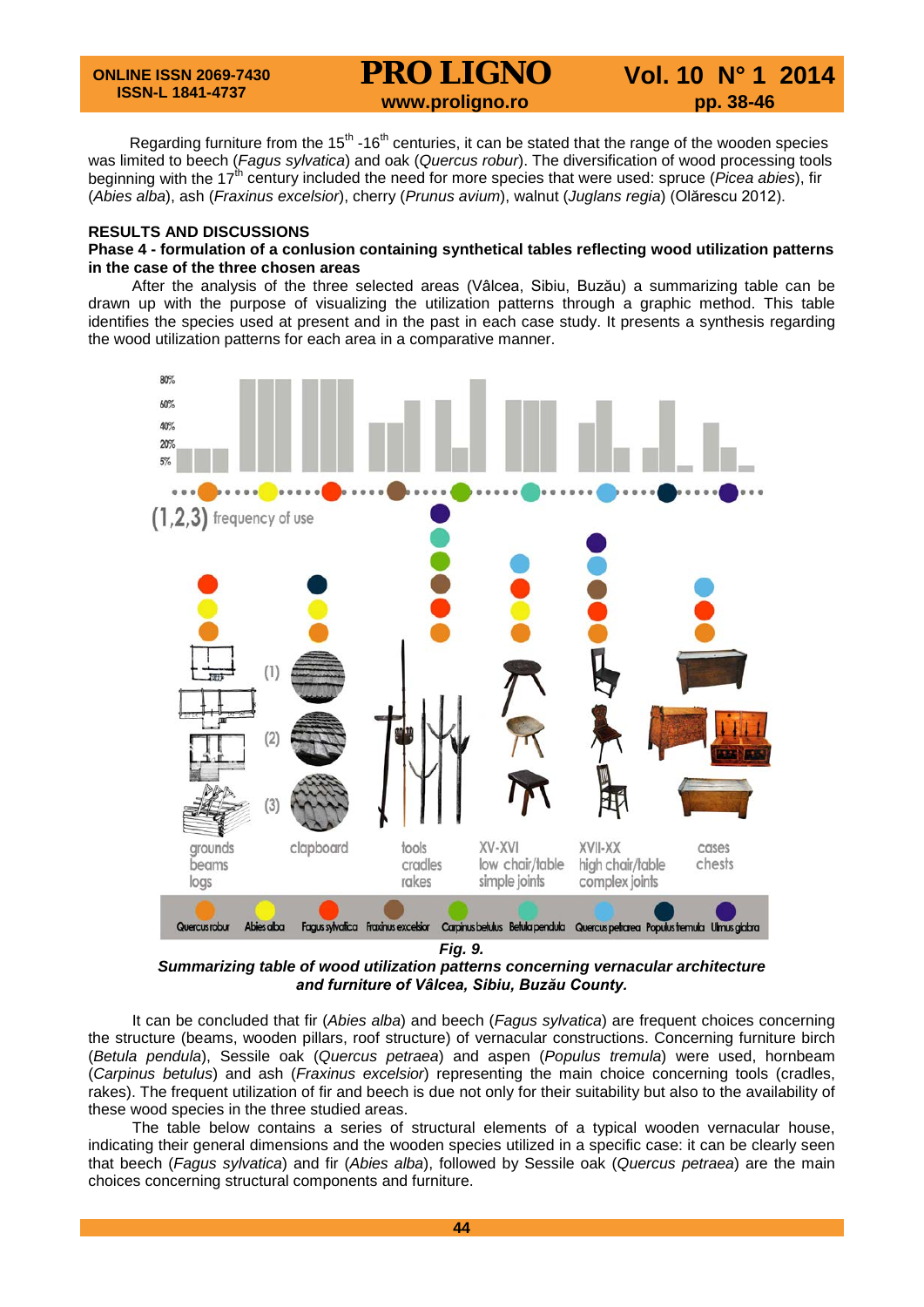Regarding furniture from the 15th -16th centuries, it can be stated that the range of the wooden species was limited to beech (*Fagus sylvatica*) and oak (*Quercus robur*). The diversification of wood processing tools beginning with the 17th century included the need for more species that were used: spruce (*Picea abies*), fir (*Abies alba*), ash (*Fraxinus excelsior*), cherry (*Prunus avium*), walnut (*Juglans regia*) (Olărescu 2012).

## RESULTS AND DISCUSSIONS

### Phase 4 - formulation of a conlusion containing synthetical tables reflecting wood utilization patterns in the case of the three chosen areas

After the analysis of the three selected areas (Vâlcea, Sibiu, Buzău) a summarizing table can be drawn up with the purpose of visualizing the utilization patterns through a graphic method. This table identifies the species used at present and in the past in each case study. It presents a synthesis regarding the wood utilization patterns for each area in a comparative manner.

***Fig. 9.***

***Summarizing table of wood utilization patterns concerning vernacular architecture and furniture of Vâlcea, Sibiu, Buzău County.***

It can be concluded that fir (*Abies alba*) and beech (*Fagus sylvatica*) are frequent choices concerning the structure (beams, wooden pillars, roof structure) of vernacular constructions. Concerning furniture birch (*Betula pendula*), Sessile oak (*Quercus petraea*) and aspen (*Populus tremula*) were used, hornbeam (*Carpinus betulus*) and ash (*Fraxinus excelsior*) representing the main choice concerning tools (cradles, rakes). The frequent utilization of fir and beech is due not only for their suitability but also to the availability of these wood species in the three studied areas.

The table below contains a series of structural elements of a typical wooden vernacular house, indicating their general dimensions and the wooden species utilized in a specific case: it can be clearly seen that beech (*Fagus sylvatica*) and fir (*Abies alba*), followed by Sessile oak (*Quercus petraea*) are the main choices concerning structural components and furniture.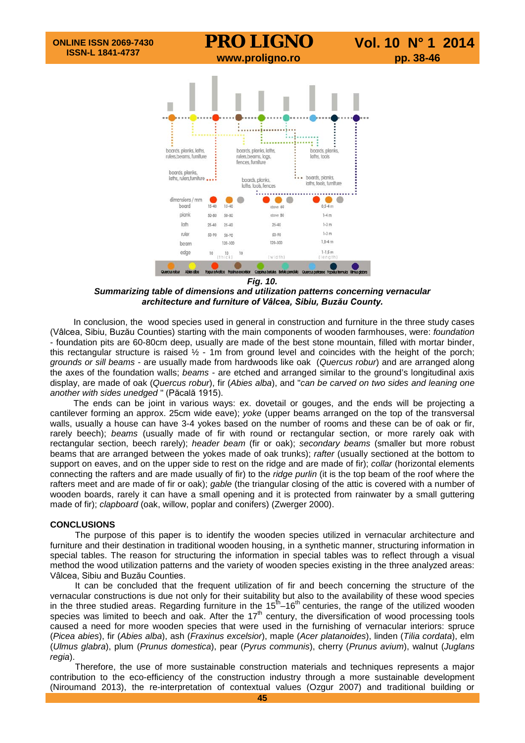Fig. 10.
***Summarizing table of dimensions and utilization patterns concerning vernacular architecture and furniture of Vâlcea, Sibiu, Buzău County.***

In conclusion, the wood species used in general in construction and furniture in the three study cases (Vâlcea, Sibiu, Buzău Counties) starting with the main components of wooden farmhouses, were: *foundation* - foundation pits are 60-80cm deep, usually are made of the best stone mountain, filled with mortar binder, this rectangular structure is raised ½ - 1m from ground level and coincides with the height of the porch; *grounds or sill beams* - are usually made from hardwoods like oak (*Quercus robur*) and are arranged along the axes of the foundation walls; *beams* - are etched and arranged similar to the ground's longitudinal axis display, are made of oak (*Quercus robur*), fir (*Abies alba*), and "*can be carved on two sides and leaning one another with sides unedged* " (Păcală 1915).

The ends can be joint in various ways: ex. dovetail or gouges, and the ends will be projecting a cantilever forming an approx. 25cm wide eave); *yoke* (upper beams arranged on the top of the transversal walls, usually a house can have 3-4 yokes based on the number of rooms and these can be of oak or fir, rarely beech); *beams* (usually made of fir with round or rectangular section, or more rarely oak with rectangular section, beech rarely); *header beam* (fir or oak); *secondary beams* (smaller but more robust beams that are arranged between the yokes made of oak trunks); *rafter* (usually sectioned at the bottom to support on eaves, and on the upper side to rest on the ridge and are made of fir); *collar* (horizontal elements connecting the rafters and are made usually of fir) to the *ridge purlin* (it is the top beam of the roof where the rafters meet and are made of fir or oak); *gable* (the triangular closing of the attic is covered with a number of wooden boards, rarely it can have a small opening and it is protected from rainwater by a small guttering made of fir); *clapboard* (oak, willow, poplar and conifers) (Zwerger 2000).

## CONCLUSIONS

The purpose of this paper is to identify the wooden species utilized in vernacular architecture and furniture and their destination in traditional wooden housing, in a synthetic manner, structuring information in special tables. The reason for structuring the information in special tables was to reflect through a visual method the wood utilization patterns and the variety of wooden species existing in the three analyzed areas: Vâlcea, Sibiu and Buzău Counties.

It can be concluded that the frequent utilization of fir and beech concerning the structure of the vernacular constructions is due not only for their suitability but also to the availability of these wood species in the three studied areas. Regarding furniture in the 15$^{th}$–16$^{th}$ centuries, the range of the utilized wooden species was limited to beech and oak. After the 17$^{th}$ century, the diversification of wood processing tools caused a need for more wooden species that were used in the furnishing of vernacular interiors: spruce (*Picea abies*), fir (*Abies alba*), ash (*Fraxinus excelsior*), maple (*Acer platanoides*), linden (*Tilia cordata*), elm (*Ulmus glabra*), plum (*Prunus domestica*), pear (*Pyrus communis*), cherry (*Prunus avium*), walnut (*Juglans regia*).

Therefore, the use of more sustainable construction materials and techniques represents a major contribution to the eco-efficiency of the construction industry through a more sustainable development (Niroumand 2013), the re-interpretation of contextual values (Ozgur 2007) and traditional building or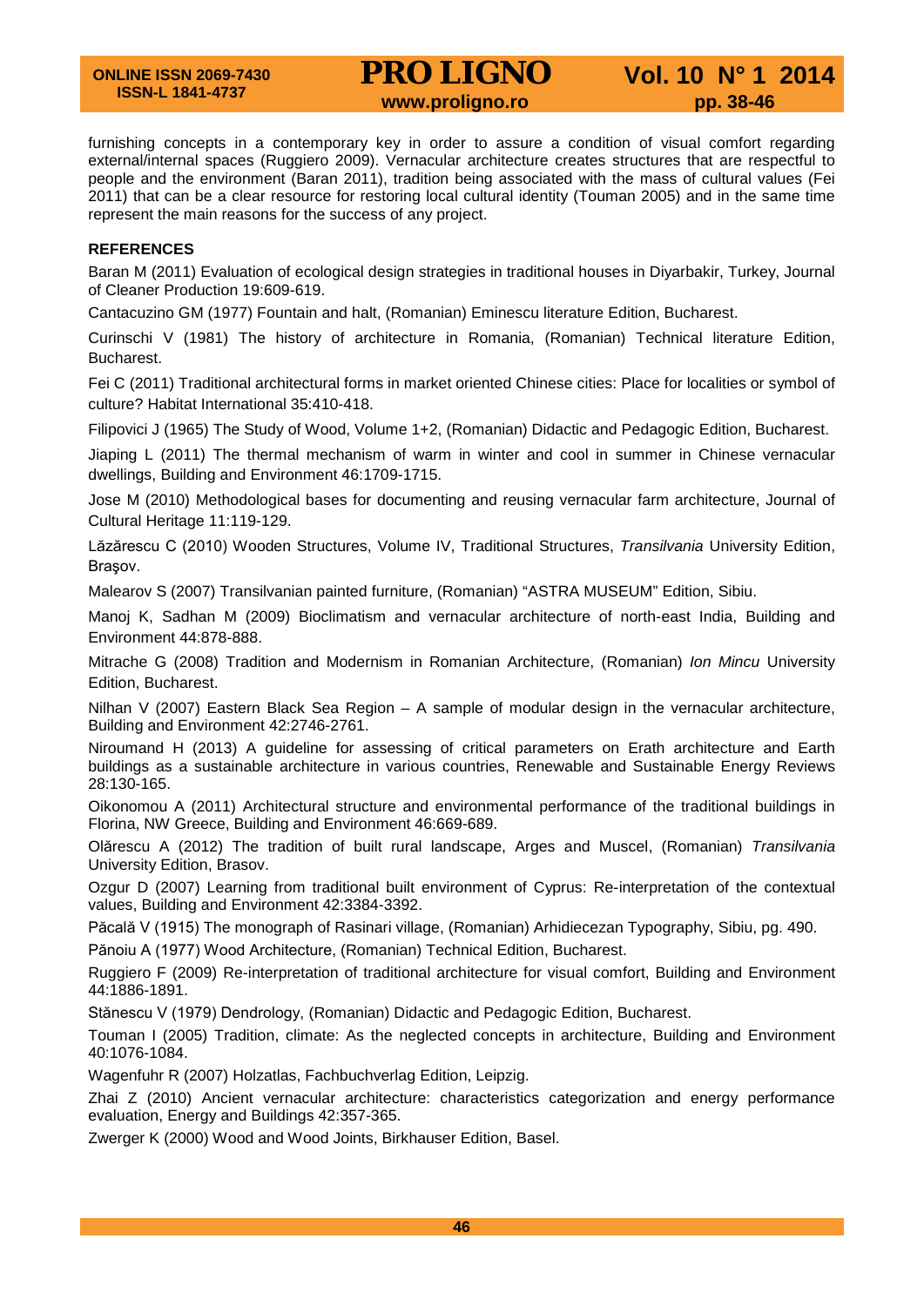furnishing concepts in a contemporary key in order to assure a condition of visual comfort regarding external/internal spaces (Ruggiero 2009). Vernacular architecture creates structures that are respectful to people and the environment (Baran 2011), tradition being associated with the mass of cultural values (Fei 2011) that can be a clear resource for restoring local cultural identity (Touman 2005) and in the same time represent the main reasons for the success of any project.

**REFERENCES**

Baran M (2011) Evaluation of ecological design strategies in traditional houses in Diyarbakir, Turkey, Journal of Cleaner Production 19:609-619.

Cantacuzino GM (1977) Fountain and halt, (Romanian) Eminescu literature Edition, Bucharest.

Curinschi V (1981) The history of architecture in Romania, (Romanian) Technical literature Edition, Bucharest.

Fei C (2011) Traditional architectural forms in market oriented Chinese cities: Place for localities or symbol of culture? Habitat International 35:410-418.

Filipovici J (1965) The Study of Wood, Volume 1+2, (Romanian) Didactic and Pedagogic Edition, Bucharest.

Jiaping L (2011) The thermal mechanism of warm in winter and cool in summer in Chinese vernacular dwellings, Building and Environment 46:1709-1715.

Jose M (2010) Methodological bases for documenting and reusing vernacular farm architecture, Journal of Cultural Heritage 11:119-129.

Lăzărescu C (2010) Wooden Structures, Volume IV, Traditional Structures, *Transilvania* University Edition, Braşov.

Malearov S (2007) Transilvanian painted furniture, (Romanian) “ASTRA MUSEUM” Edition, Sibiu.

Manoj K, Sadhan M (2009) Bioclimatism and vernacular architecture of north-east India, Building and Environment 44:878-888.

Mitrache G (2008) Tradition and Modernism in Romanian Architecture, (Romanian) *Ion Mincu* University Edition, Bucharest.

Nilhan V (2007) Eastern Black Sea Region – A sample of modular design in the vernacular architecture, Building and Environment 42:2746-2761.

Niroumand H (2013) A guideline for assessing of critical parameters on Erath architecture and Earth buildings as a sustainable architecture in various countries, Renewable and Sustainable Energy Reviews 28:130-165.

Oikonomou A (2011) Architectural structure and environmental performance of the traditional buildings in Florina, NW Greece, Building and Environment 46:669-689.

Olărescu A (2012) The tradition of built rural landscape, Arges and Muscel, (Romanian) *Transilvania* University Edition, Brasov.

Ozgur D (2007) Learning from traditional built environment of Cyprus: Re-interpretation of the contextual values, Building and Environment 42:3384-3392.

Păcală V (1915) The monograph of Rasinari village, (Romanian) Arhidiecezan Typography, Sibiu, pg. 490.

Pănoiu A (1977) Wood Architecture, (Romanian) Technical Edition, Bucharest.

Ruggiero F (2009) Re-interpretation of traditional architecture for visual comfort, Building and Environment 44:1886-1891.

Stănescu V (1979) Dendrology, (Romanian) Didactic and Pedagogic Edition, Bucharest.

Touman I (2005) Tradition, climate: As the neglected concepts in architecture, Building and Environment 40:1076-1084.

Wagenfuhr R (2007) Holzatlas, Fachbuchverlag Edition, Leipzig.

Zhai Z (2010) Ancient vernacular architecture: characteristics categorization and energy performance evaluation, Energy and Buildings 42:357-365.

Zwerger K (2000) Wood and Wood Joints, Birkhauser Edition, Basel.